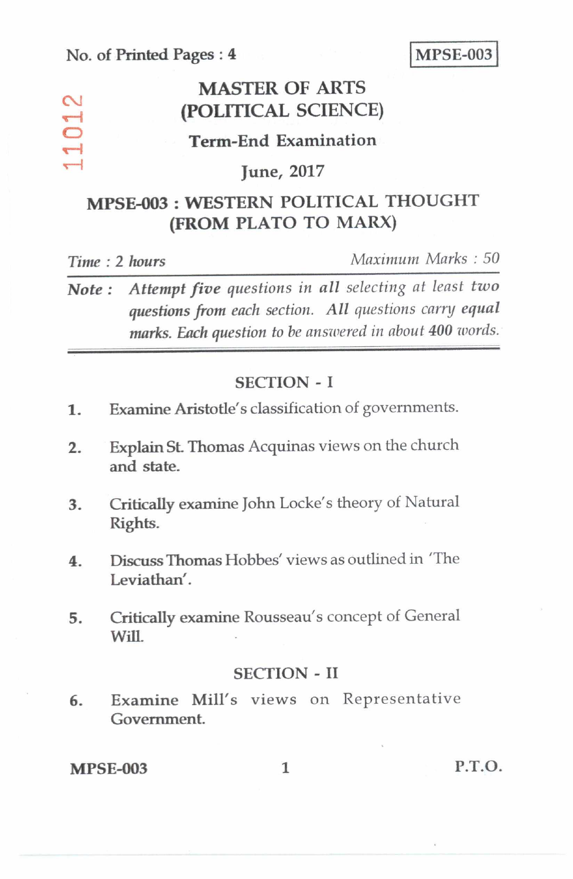No. of Printed Pages : 4

**MPSE-003**

11012

# MASTER OF ARTS (POLITICAL SCIENCE)

## Term-End Examination

## June, 2017

## MPSE-003 : WESTERN POLITICAL THOUGHT (FROM PLATO TO MARX)

*Time : 2 hours* *Maximum Marks : 50*

***Note :*** *Attempt **five** questions in **all** selecting at least **two** questions from each section. **All** questions carry **equal** marks. Each question to be answered in about **400** words.*

---

### SECTION - I

1. Examine Aristotle's classification of governments.

2. Explain St. Thomas Acquinas views on the church and state.

3. Critically examine John Locke's theory of Natural Rights.

4. Discuss Thomas Hobbes' views as outlined in 'The Leviathan'.

5. Critically examine Rousseau's concept of General Will.

### SECTION - II

6. Examine Mill's views on Representative Government.

P.T.O.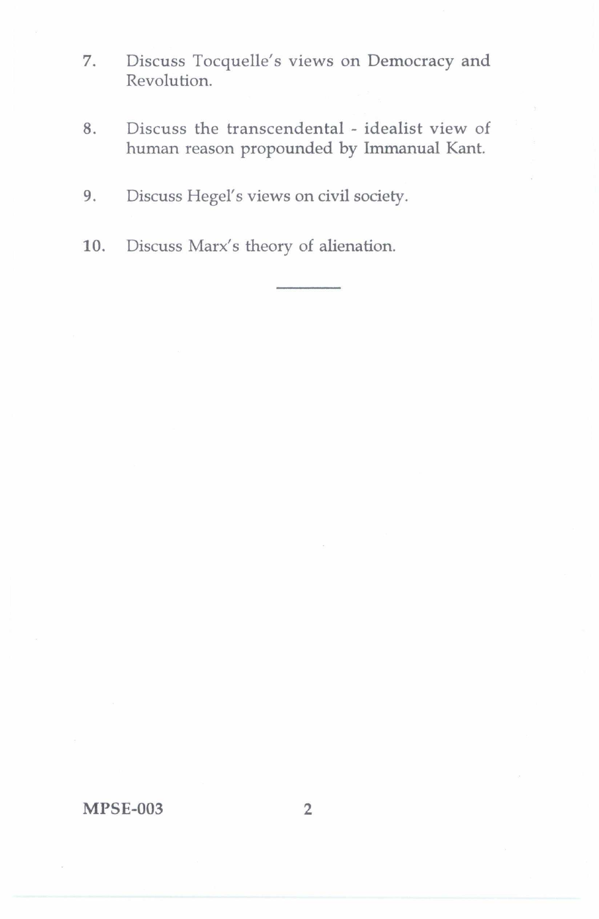7. Discuss Tocquelle's views on Democracy and Revolution.

8. Discuss the transcendental - idealist view of human reason propounded by Immanual Kant.

9. Discuss Hegel's views on civil society.

10. Discuss Marx's theory of alienation.

---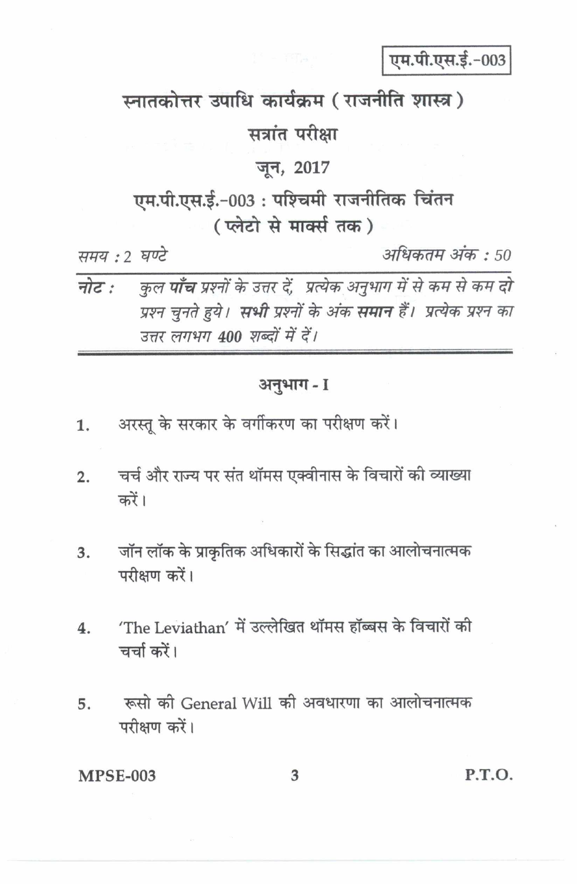एम.पी.एस.ई.-003

# स्नातकोत्तर उपाधि कार्यक्रम ( राजनीति शास्त्र )

## सत्रांत परीक्षा

## जून, 2017

## एम.पी.एस.ई.-003 : पश्चिमी राजनीतिक चिंतन ( प्लेटो से मार्क्स तक )

*समय : 2 घण्टे* | *अधिकतम अंक : 50*

**नोट :** *कुल **पाँच** प्रश्नों के उत्तर दें, प्रत्येक अनुभाग में से कम से कम **दो** प्रश्न चुनते हुये। **सभी** प्रश्नों के अंक **समान** हैं। प्रत्येक प्रश्न का उत्तर लगभग **400** शब्दों में दें।*

### अनुभाग - I

1. अरस्तू के सरकार के वर्गीकरण का परीक्षण करें।

2. चर्च और राज्य पर संत थॉमस एक्वीनास के विचारों की व्याख्या करें।

3. जॉन लॉक के प्राकृतिक अधिकारों के सिद्धांत का आलोचनात्मक परीक्षण करें।

4. 'The Leviathan' में उल्लेखित थॉमस हॉब्बस के विचारों की चर्चा करें।

5. रूसो की General Will की अवधारणा का आलोचनात्मक परीक्षण करें।

P.T.O.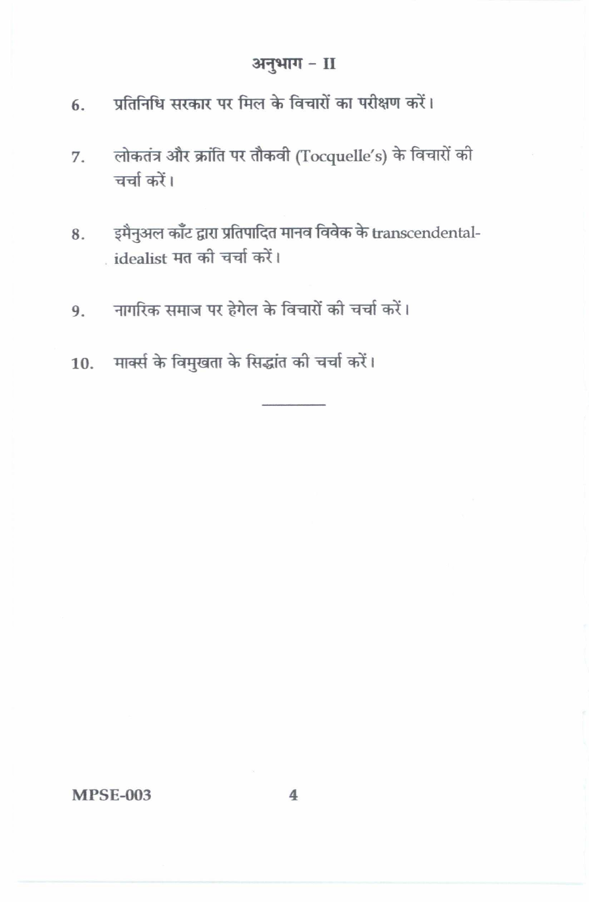## अनुभाग - II

6. प्रतिनिधि सरकार पर मिल के विचारों का परीक्षण करें।

7. लोकतंत्र और क्रांति पर तौकवी (Tocquelle's) के विचारों की चर्चा करें।

8. इमैनुअल काँट द्वारा प्रतिपादित मानव विवेक के transcendental-idealist मत की चर्चा करें।

9. नागरिक समाज पर हेगेल के विचारों की चर्चा करें।

10. मार्क्स के विमुखता के सिद्धांत की चर्चा करें।

---